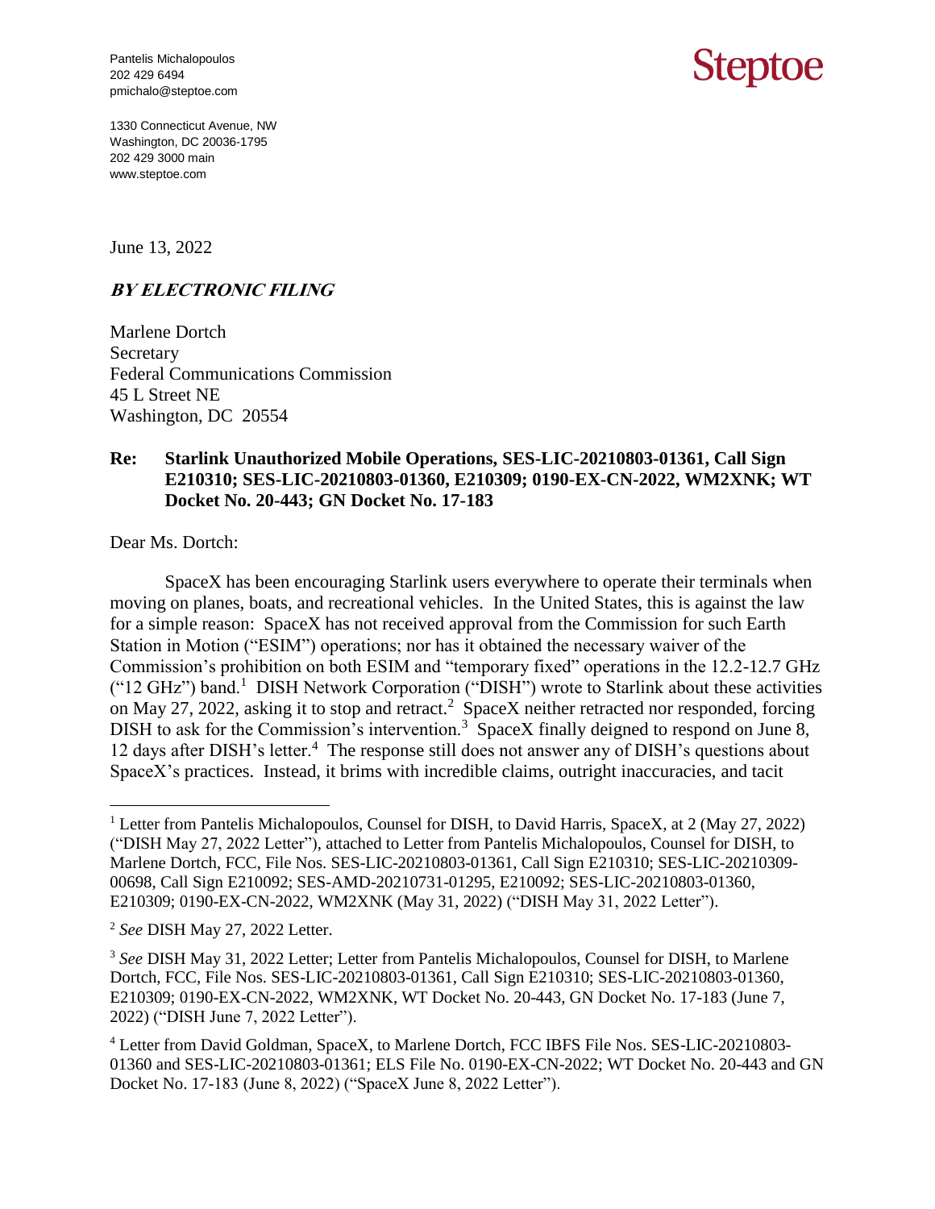Pantelis Michalopoulos
202 429 6494
pmichalo@steptoe.com

**Steptoe**

1330 Connecticut Avenue, NW
Washington, DC 20036-1795
202 429 3000 main
www.steptoe.com

June 13, 2022

***BY ELECTRONIC FILING***

Marlene Dortch
Secretary
Federal Communications Commission
45 L Street NE
Washington, DC 20554

**Re: Starlink Unauthorized Mobile Operations, SES-LIC-20210803-01361, Call Sign E210310; SES-LIC-20210803-01360, E210309; 0190-EX-CN-2022, WM2XNK; WT Docket No. 20-443; GN Docket No. 17-183**

Dear Ms. Dortch:

SpaceX has been encouraging Starlink users everywhere to operate their terminals when moving on planes, boats, and recreational vehicles. In the United States, this is against the law for a simple reason: SpaceX has not received approval from the Commission for such Earth Station in Motion ("ESIM") operations; nor has it obtained the necessary waiver of the Commission's prohibition on both ESIM and "temporary fixed" operations in the 12.2-12.7 GHz ("12 GHz") band.[1] DISH Network Corporation ("DISH") wrote to Starlink about these activities on May 27, 2022, asking it to stop and retract.[2] SpaceX neither retracted nor responded, forcing DISH to ask for the Commission's intervention.[3] SpaceX finally deigned to respond on June 8, 12 days after DISH's letter.[4] The response still does not answer any of DISH's questions about SpaceX's practices. Instead, it brims with incredible claims, outright inaccuracies, and tacit

---

[1] Letter from Pantelis Michalopoulos, Counsel for DISH, to David Harris, SpaceX, at 2 (May 27, 2022) ("DISH May 27, 2022 Letter"), attached to Letter from Pantelis Michalopoulos, Counsel for DISH, to Marlene Dortch, FCC, File Nos. SES-LIC-20210803-01361, Call Sign E210310; SES-LIC-20210309-00698, Call Sign E210092; SES-AMD-20210731-01295, E210092; SES-LIC-20210803-01360, E210309; 0190-EX-CN-2022, WM2XNK (May 31, 2022) ("DISH May 31, 2022 Letter").

[2] *See* DISH May 27, 2022 Letter.

[3] *See* DISH May 31, 2022 Letter; Letter from Pantelis Michalopoulos, Counsel for DISH, to Marlene Dortch, FCC, File Nos. SES-LIC-20210803-01361, Call Sign E210310; SES-LIC-20210803-01360, E210309; 0190-EX-CN-2022, WM2XNK, WT Docket No. 20-443, GN Docket No. 17-183 (June 7, 2022) ("DISH June 7, 2022 Letter").

[4] Letter from David Goldman, SpaceX, to Marlene Dortch, FCC IBFS File Nos. SES-LIC-20210803-01360 and SES-LIC-20210803-01361; ELS File No. 0190-EX-CN-2022; WT Docket No. 20-443 and GN Docket No. 17-183 (June 8, 2022) ("SpaceX June 8, 2022 Letter").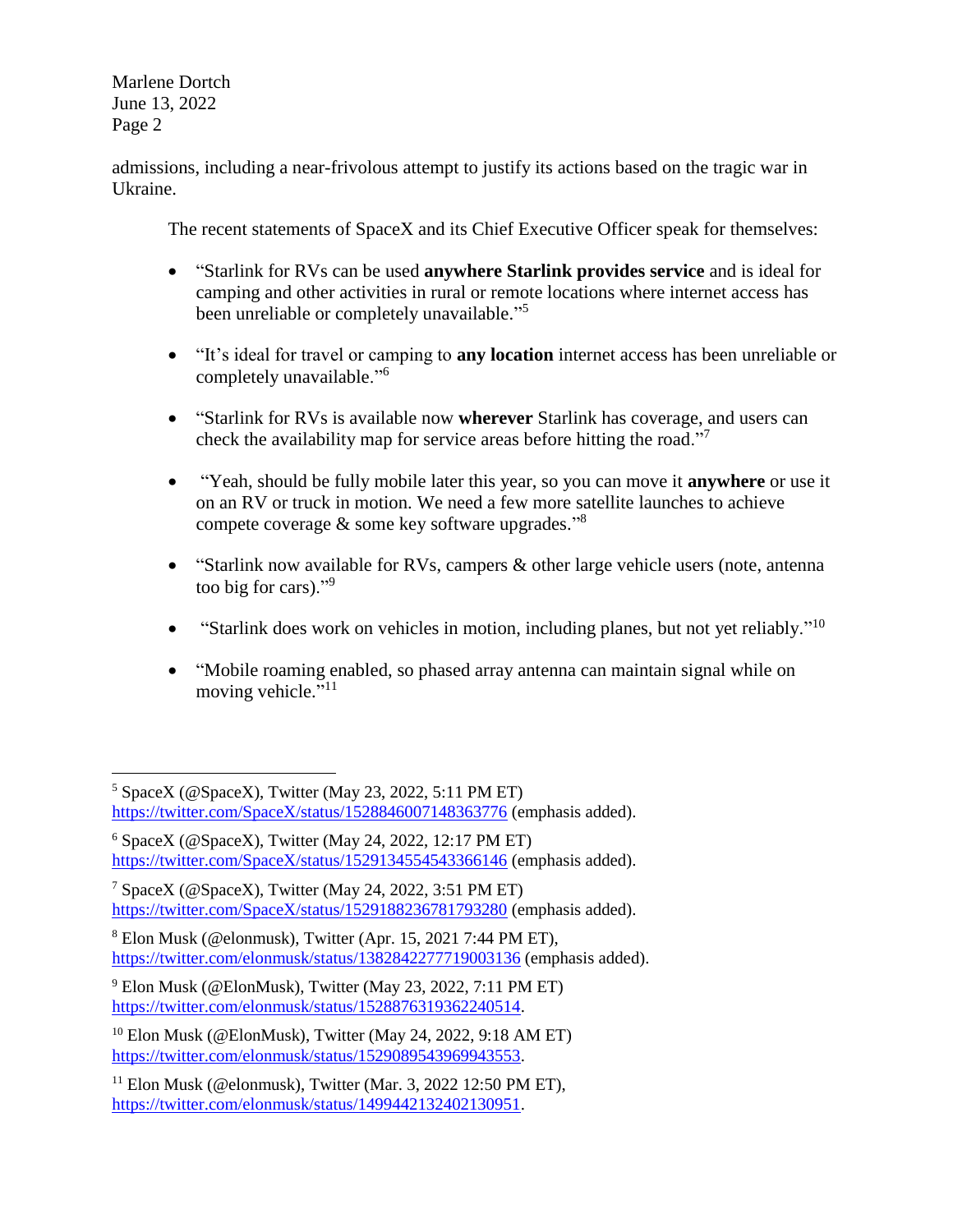admissions, including a near-frivolous attempt to justify its actions based on the tragic war in Ukraine.

The recent statements of SpaceX and its Chief Executive Officer speak for themselves:

- "Starlink for RVs can be used **anywhere Starlink provides service** and is ideal for camping and other activities in rural or remote locations where internet access has been unreliable or completely unavailable."[5]

- "It's ideal for travel or camping to **any location** internet access has been unreliable or completely unavailable."[6]

- "Starlink for RVs is available now **wherever** Starlink has coverage, and users can check the availability map for service areas before hitting the road."[7]

- "Yeah, should be fully mobile later this year, so you can move it **anywhere** or use it on an RV or truck in motion. We need a few more satellite launches to achieve compete coverage & some key software upgrades."[8]

- "Starlink now available for RVs, campers & other large vehicle users (note, antenna too big for cars)."[9]

- "Starlink does work on vehicles in motion, including planes, but not yet reliably."[10]

- "Mobile roaming enabled, so phased array antenna can maintain signal while on moving vehicle."[11]

---

[5] SpaceX (@SpaceX), Twitter (May 23, 2022, 5:11 PM ET) https://twitter.com/SpaceX/status/1528846007148363776 (emphasis added).

[6] SpaceX (@SpaceX), Twitter (May 24, 2022, 12:17 PM ET) https://twitter.com/SpaceX/status/1529134554543366146 (emphasis added).

[7] SpaceX (@SpaceX), Twitter (May 24, 2022, 3:51 PM ET) https://twitter.com/SpaceX/status/1529188236781793280 (emphasis added).

[8] Elon Musk (@elonmusk), Twitter (Apr. 15, 2021 7:44 PM ET), https://twitter.com/elonmusk/status/1382842277719003136 (emphasis added).

[9] Elon Musk (@ElonMusk), Twitter (May 23, 2022, 7:11 PM ET) https://twitter.com/elonmusk/status/1528876319362240514.

[10] Elon Musk (@ElonMusk), Twitter (May 24, 2022, 9:18 AM ET) https://twitter.com/elonmusk/status/1529089543969943553.

[11] Elon Musk (@elonmusk), Twitter (Mar. 3, 2022 12:50 PM ET), https://twitter.com/elonmusk/status/1499442132402130951.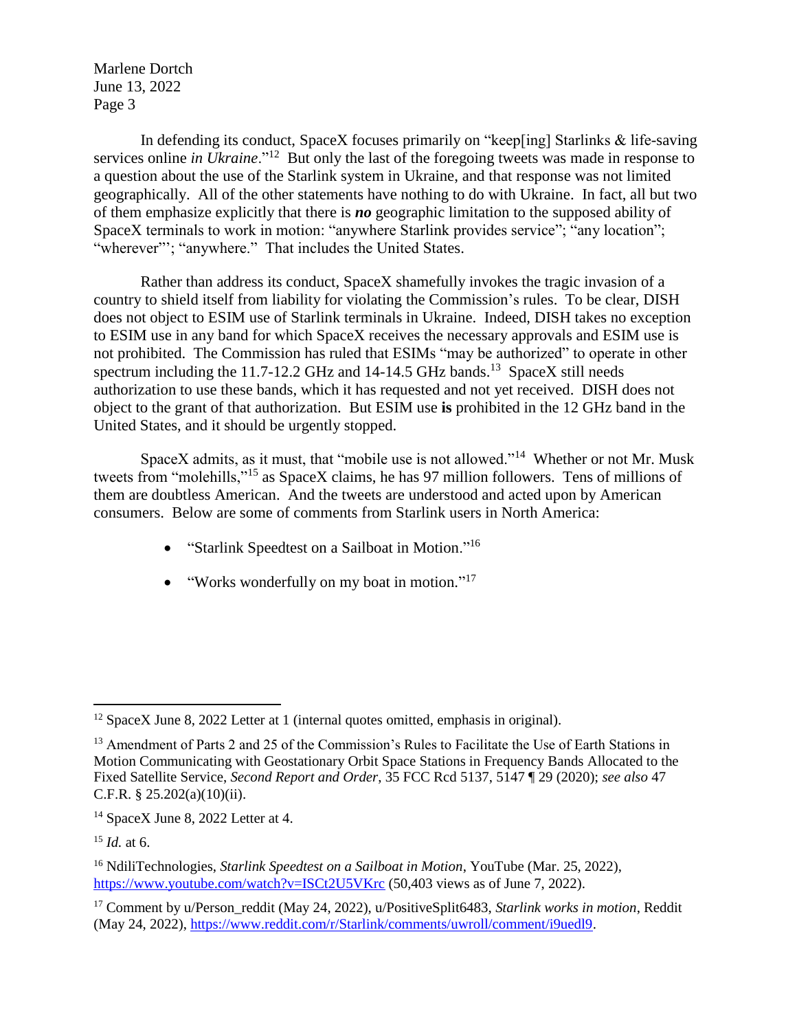In defending its conduct, SpaceX focuses primarily on "keep[ing] Starlinks & life-saving services online *in Ukraine*."[12] But only the last of the foregoing tweets was made in response to a question about the use of the Starlink system in Ukraine, and that response was not limited geographically. All of the other statements have nothing to do with Ukraine. In fact, all but two of them emphasize explicitly that there is ***no*** geographic limitation to the supposed ability of SpaceX terminals to work in motion: "anywhere Starlink provides service"; "any location"; "wherever"'; "anywhere." That includes the United States.

Rather than address its conduct, SpaceX shamefully invokes the tragic invasion of a country to shield itself from liability for violating the Commission's rules. To be clear, DISH does not object to ESIM use of Starlink terminals in Ukraine. Indeed, DISH takes no exception to ESIM use in any band for which SpaceX receives the necessary approvals and ESIM use is not prohibited. The Commission has ruled that ESIMs "may be authorized" to operate in other spectrum including the 11.7-12.2 GHz and 14-14.5 GHz bands.[13] SpaceX still needs authorization to use these bands, which it has requested and not yet received. DISH does not object to the grant of that authorization. But ESIM use **is** prohibited in the 12 GHz band in the United States, and it should be urgently stopped.

SpaceX admits, as it must, that "mobile use is not allowed."[14] Whether or not Mr. Musk tweets from "molehills,"[15] as SpaceX claims, he has 97 million followers. Tens of millions of them are doubtless American. And the tweets are understood and acted upon by American consumers. Below are some of comments from Starlink users in North America:

- "Starlink Speedtest on a Sailboat in Motion."[16]
- "Works wonderfully on my boat in motion."[17]

---

[12] SpaceX June 8, 2022 Letter at 1 (internal quotes omitted, emphasis in original).

[13] Amendment of Parts 2 and 25 of the Commission's Rules to Facilitate the Use of Earth Stations in Motion Communicating with Geostationary Orbit Space Stations in Frequency Bands Allocated to the Fixed Satellite Service, *Second Report and Order*, 35 FCC Rcd 5137, 5147 ¶ 29 (2020); *see also* 47 C.F.R. § 25.202(a)(10)(ii).

[14] SpaceX June 8, 2022 Letter at 4.

[15] *Id.* at 6.

[16] NdiliTechnologies, *Starlink Speedtest on a Sailboat in Motion*, YouTube (Mar. 25, 2022), https://www.youtube.com/watch?v=ISCt2U5VKrc (50,403 views as of June 7, 2022).

[17] Comment by u/Person_reddit (May 24, 2022), u/PositiveSplit6483, *Starlink works in motion*, Reddit (May 24, 2022), https://www.reddit.com/r/Starlink/comments/uwroll/comment/i9uedl9.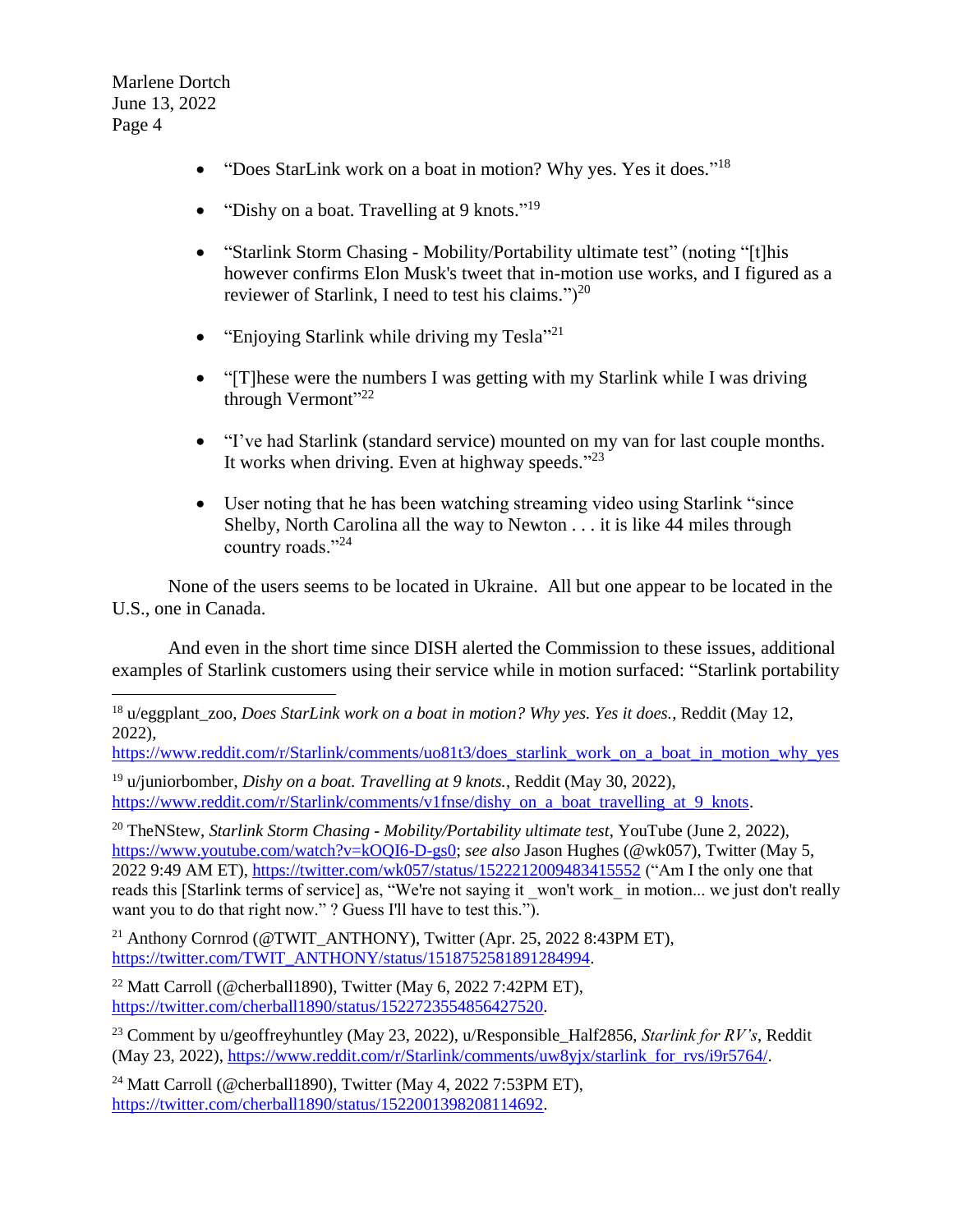- "Does StarLink work on a boat in motion? Why yes. Yes it does."[18]

- "Dishy on a boat. Travelling at 9 knots."[19]

- "Starlink Storm Chasing - Mobility/Portability ultimate test" (noting "[t]his however confirms Elon Musk's tweet that in-motion use works, and I figured as a reviewer of Starlink, I need to test his claims.")[20]

- "Enjoying Starlink while driving my Tesla"[21]

- "[T]hese were the numbers I was getting with my Starlink while I was driving through Vermont"[22]

- "I've had Starlink (standard service) mounted on my van for last couple months. It works when driving. Even at highway speeds."[23]

- User noting that he has been watching streaming video using Starlink "since Shelby, North Carolina all the way to Newton . . . it is like 44 miles through country roads."[24]

None of the users seems to be located in Ukraine. All but one appear to be located in the U.S., one in Canada.

And even in the short time since DISH alerted the Commission to these issues, additional examples of Starlink customers using their service while in motion surfaced: "Starlink portability

---

[18] u/eggplant_zoo, *Does StarLink work on a boat in motion? Why yes. Yes it does.*, Reddit (May 12, 2022), https://www.reddit.com/r/Starlink/comments/uo81t3/does_starlink_work_on_a_boat_in_motion_why_yes

[19] u/juniorbomber, *Dishy on a boat. Travelling at 9 knots.*, Reddit (May 30, 2022), https://www.reddit.com/r/Starlink/comments/v1fnse/dishy_on_a_boat_travelling_at_9_knots.

[20] TheNStew, *Starlink Storm Chasing - Mobility/Portability ultimate test*, YouTube (June 2, 2022), https://www.youtube.com/watch?v=kOQI6-D-gs0; *see also* Jason Hughes (@wk057), Twitter (May 5, 2022 9:49 AM ET), https://twitter.com/wk057/status/1522212009483415552 ("Am I the only one that reads this [Starlink terms of service] as, "We're not saying it _won't work_ in motion... we just don't really want you to do that right now." ? Guess I'll have to test this.").

[21] Anthony Cornrod (@TWIT_ANTHONY), Twitter (Apr. 25, 2022 8:43PM ET), https://twitter.com/TWIT_ANTHONY/status/1518752581891284994.

[22] Matt Carroll (@cherball1890), Twitter (May 6, 2022 7:42PM ET), https://twitter.com/cherball1890/status/1522723554856427520.

[23] Comment by u/geoffreyhuntley (May 23, 2022), u/Responsible_Half2856, *Starlink for RV's*, Reddit (May 23, 2022), https://www.reddit.com/r/Starlink/comments/uw8yjx/starlink_for_rvs/i9r5764/.

[24] Matt Carroll (@cherball1890), Twitter (May 4, 2022 7:53PM ET), https://twitter.com/cherball1890/status/1522001398208114692.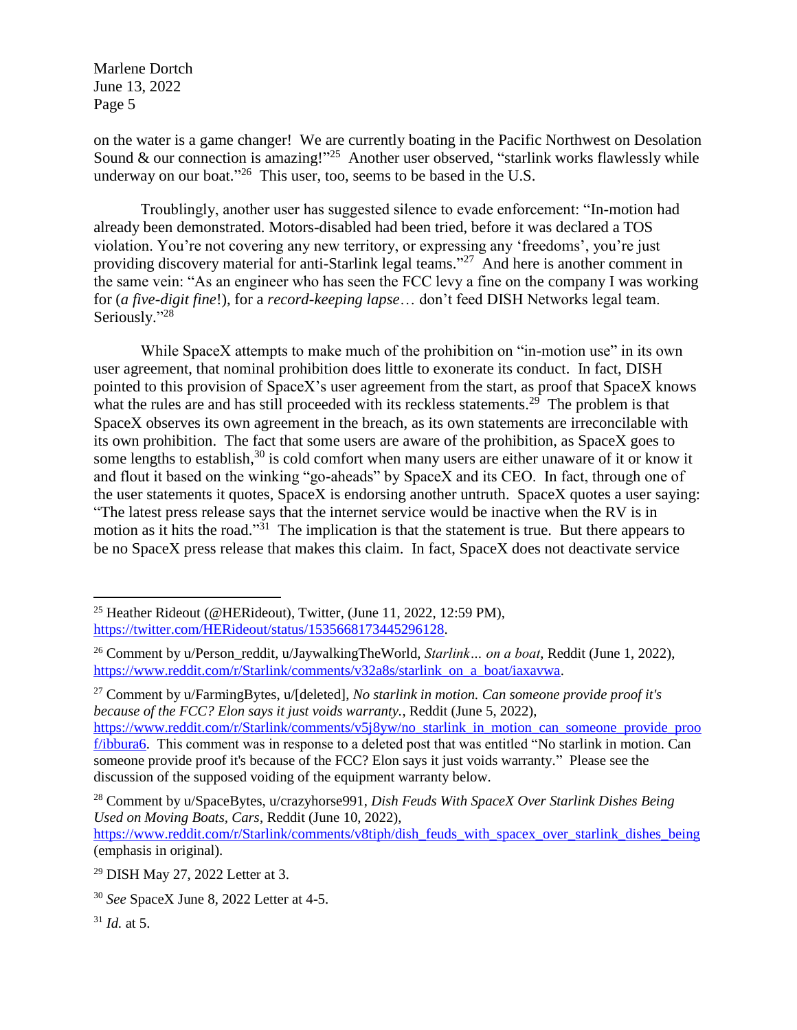on the water is a game changer! We are currently boating in the Pacific Northwest on Desolation Sound & our connection is amazing!"[25] Another user observed, "starlink works flawlessly while underway on our boat."[26] This user, too, seems to be based in the U.S.

Troublingly, another user has suggested silence to evade enforcement: "In-motion had already been demonstrated. Motors-disabled had been tried, before it was declared a TOS violation. You're not covering any new territory, or expressing any 'freedoms', you're just providing discovery material for anti-Starlink legal teams."[27] And here is another comment in the same vein: "As an engineer who has seen the FCC levy a fine on the company I was working for (*a five-digit fine*!), for a *record-keeping lapse*… don't feed DISH Networks legal team. Seriously."[28]

While SpaceX attempts to make much of the prohibition on "in-motion use" in its own user agreement, that nominal prohibition does little to exonerate its conduct. In fact, DISH pointed to this provision of SpaceX's user agreement from the start, as proof that SpaceX knows what the rules are and has still proceeded with its reckless statements.[29] The problem is that SpaceX observes its own agreement in the breach, as its own statements are irreconcilable with its own prohibition. The fact that some users are aware of the prohibition, as SpaceX goes to some lengths to establish,[30] is cold comfort when many users are either unaware of it or know it and flout it based on the winking "go-aheads" by SpaceX and its CEO. In fact, through one of the user statements it quotes, SpaceX is endorsing another untruth. SpaceX quotes a user saying: "The latest press release says that the internet service would be inactive when the RV is in motion as it hits the road."[31] The implication is that the statement is true. But there appears to be no SpaceX press release that makes this claim. In fact, SpaceX does not deactivate service

---

[25] Heather Rideout (@HERideout), Twitter, (June 11, 2022, 12:59 PM), https://twitter.com/HERideout/status/1535668173445296128.

[26] Comment by u/Person_reddit, u/JaywalkingTheWorld, *Starlink… on a boat*, Reddit (June 1, 2022), https://www.reddit.com/r/Starlink/comments/v32a8s/starlink_on_a_boat/iaxavwa.

[27] Comment by u/FarmingBytes, u/[deleted], *No starlink in motion. Can someone provide proof it's because of the FCC? Elon says it just voids warranty.*, Reddit (June 5, 2022), https://www.reddit.com/r/Starlink/comments/v5j8yw/no_starlink_in_motion_can_someone_provide_proof/ibbura6. This comment was in response to a deleted post that was entitled "No starlink in motion. Can someone provide proof it's because of the FCC? Elon says it just voids warranty." Please see the discussion of the supposed voiding of the equipment warranty below.

[28] Comment by u/SpaceBytes, u/crazyhorse991, *Dish Feuds With SpaceX Over Starlink Dishes Being Used on Moving Boats, Cars*, Reddit (June 10, 2022), https://www.reddit.com/r/Starlink/comments/v8tiph/dish_feuds_with_spacex_over_starlink_dishes_being (emphasis in original).

[29] DISH May 27, 2022 Letter at 3.

[30] *See* SpaceX June 8, 2022 Letter at 4-5.

[31] *Id.* at 5.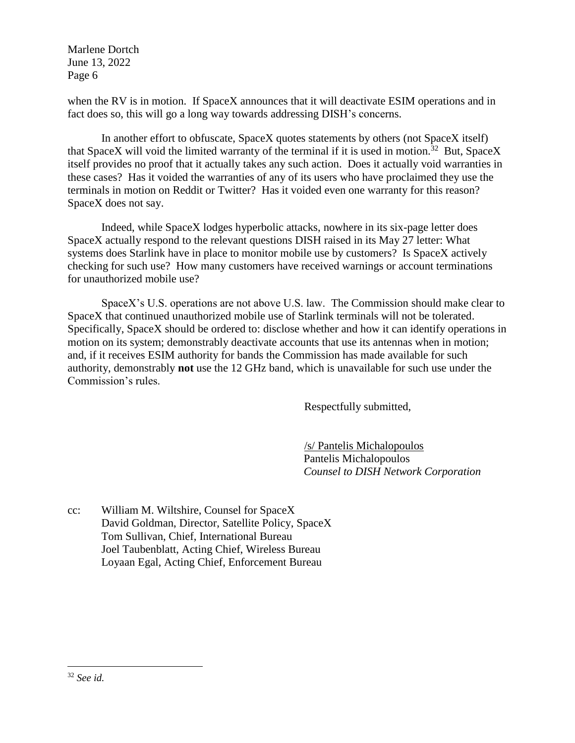when the RV is in motion. If SpaceX announces that it will deactivate ESIM operations and in fact does so, this will go a long way towards addressing DISH's concerns.

In another effort to obfuscate, SpaceX quotes statements by others (not SpaceX itself) that SpaceX will void the limited warranty of the terminal if it is used in motion.[32] But, SpaceX itself provides no proof that it actually takes any such action. Does it actually void warranties in these cases? Has it voided the warranties of any of its users who have proclaimed they use the terminals in motion on Reddit or Twitter? Has it voided even one warranty for this reason? SpaceX does not say.

Indeed, while SpaceX lodges hyperbolic attacks, nowhere in its six-page letter does SpaceX actually respond to the relevant questions DISH raised in its May 27 letter: What systems does Starlink have in place to monitor mobile use by customers? Is SpaceX actively checking for such use? How many customers have received warnings or account terminations for unauthorized mobile use?

SpaceX's U.S. operations are not above U.S. law. The Commission should make clear to SpaceX that continued unauthorized mobile use of Starlink terminals will not be tolerated. Specifically, SpaceX should be ordered to: disclose whether and how it can identify operations in motion on its system; demonstrably deactivate accounts that use its antennas when in motion; and, if it receives ESIM authority for bands the Commission has made available for such authority, demonstrably **not** use the 12 GHz band, which is unavailable for such use under the Commission's rules.

Respectfully submitted,

/s/ Pantelis Michalopoulos
Pantelis Michalopoulos
*Counsel to DISH Network Corporation*

cc: William M. Wiltshire, Counsel for SpaceX
David Goldman, Director, Satellite Policy, SpaceX
Tom Sullivan, Chief, International Bureau
Joel Taubenblatt, Acting Chief, Wireless Bureau
Loyaan Egal, Acting Chief, Enforcement Bureau

---

[32] *See id.*